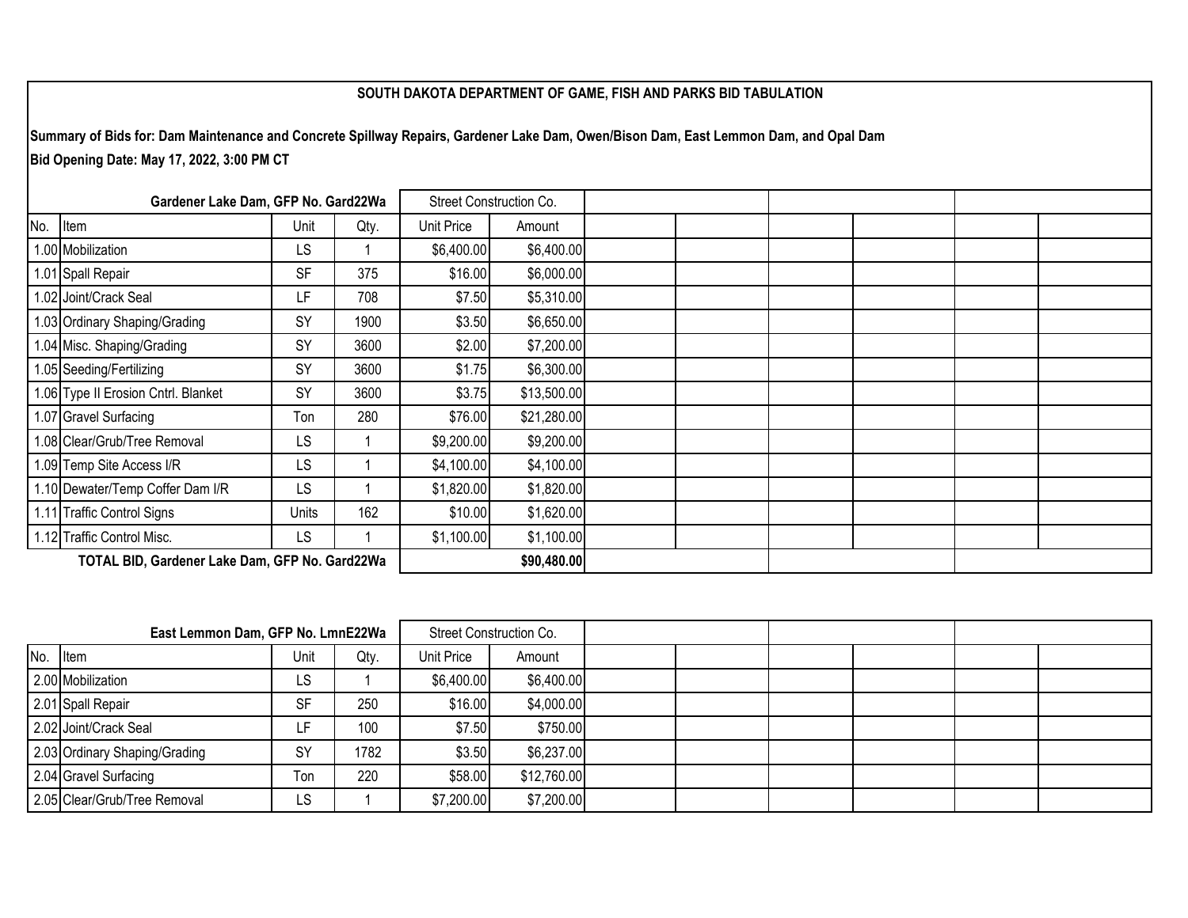**SOUTH DAKOTA DEPARTMENT OF GAME, FISH AND PARKS BID TABULATION**

**Summary of Bids for: Dam Maintenance and Concrete Spillway Repairs, Gardener Lake Dam, Owen/Bison Dam, East Lemmon Dam, and Opal Dam**

**Bid Opening Date: May 17, 2022, 3:00 PM CT**

| Gardener Lake Dam, GFP No. Gard22Wa | | | | Street Construction Co. | | | | | | | |
|---|---|---|---|---|---|---|---|---|---|---|---|
| No. | Item | Unit | Qty. | Unit Price | Amount | | | | | | |
| 1.00 | Mobilization | LS | 1 | $6,400.00 | $6,400.00 | | | | | | |
| 1.01 | Spall Repair | SF | 375 | $16.00 | $6,000.00 | | | | | | |
| 1.02 | Joint/Crack Seal | LF | 708 | $7.50 | $5,310.00 | | | | | | |
| 1.03 | Ordinary Shaping/Grading | SY | 1900 | $3.50 | $6,650.00 | | | | | | |
| 1.04 | Misc. Shaping/Grading | SY | 3600 | $2.00 | $7,200.00 | | | | | | |
| 1.05 | Seeding/Fertilizing | SY | 3600 | $1.75 | $6,300.00 | | | | | | |
| 1.06 | Type II Erosion Cntrl. Blanket | SY | 3600 | $3.75 | $13,500.00 | | | | | | |
| 1.07 | Gravel Surfacing | Ton | 280 | $76.00 | $21,280.00 | | | | | | |
| 1.08 | Clear/Grub/Tree Removal | LS | 1 | $9,200.00 | $9,200.00 | | | | | | |
| 1.09 | Temp Site Access I/R | LS | 1 | $4,100.00 | $4,100.00 | | | | | | |
| 1.10 | Dewater/Temp Coffer Dam I/R | LS | 1 | $1,820.00 | $1,820.00 | | | | | | |
| 1.11 | Traffic Control Signs | Units | 162 | $10.00 | $1,620.00 | | | | | | |
| 1.12 | Traffic Control Misc. | LS | 1 | $1,100.00 | $1,100.00 | | | | | | |
| | TOTAL BID, Gardener Lake Dam, GFP No. Gard22Wa | | | | $90,480.00 | | | | | | |

| East Lemmon Dam, GFP No. LmnE22Wa | | | | Street Construction Co. | | | | | | | |
|---|---|---|---|---|---|---|---|---|---|---|---|
| No. | Item | Unit | Qty. | Unit Price | Amount | | | | | | |
| 2.00 | Mobilization | LS | 1 | $6,400.00 | $6,400.00 | | | | | | |
| 2.01 | Spall Repair | SF | 250 | $16.00 | $4,000.00 | | | | | | |
| 2.02 | Joint/Crack Seal | LF | 100 | $7.50 | $750.00 | | | | | | |
| 2.03 | Ordinary Shaping/Grading | SY | 1782 | $3.50 | $6,237.00 | | | | | | |
| 2.04 | Gravel Surfacing | Ton | 220 | $58.00 | $12,760.00 | | | | | | |
| 2.05 | Clear/Grub/Tree Removal | LS | 1 | $7,200.00 | $7,200.00 | | | | | | |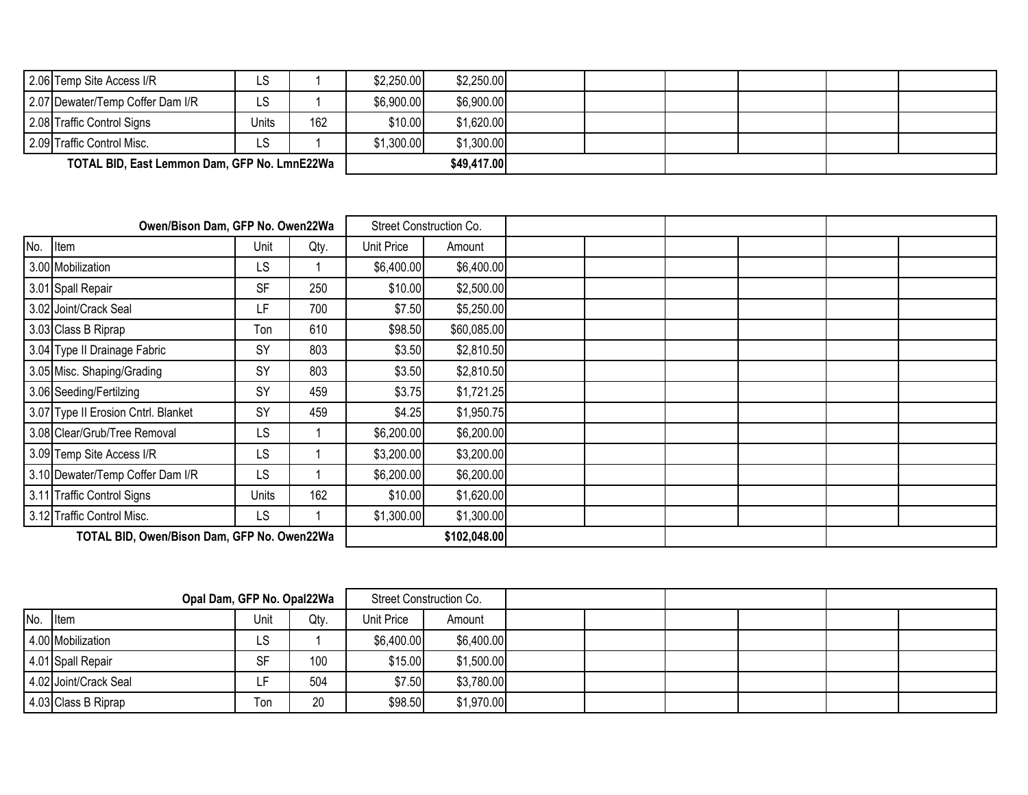| No. | Item | Unit | Qty. | Unit Price | Amount | | | | | | |
|---|---|---|---|---|---|---|---|---|---|---|---|
| 2.06 | Temp Site Access I/R | LS | 1 | $2,250.00 | $2,250.00 | | | | | | |
| 2.07 | Dewater/Temp Coffer Dam I/R | LS | 1 | $6,900.00 | $6,900.00 | | | | | | |
| 2.08 | Traffic Control Signs | Units | 162 | $10.00 | $1,620.00 | | | | | | |
| 2.09 | Traffic Control Misc. | LS | 1 | $1,300.00 | $1,300.00 | | | | | | |
| | **TOTAL BID, East Lemmon Dam, GFP No. LmnE22Wa** | | | | **$49,417.00** | | | | | | |

| **Owen/Bison Dam, GFP No. Owen22Wa** | | | | Street Construction Co. | | | | | | | |
|---|---|---|---|---|---|---|---|---|---|---|---|
| No. | Item | Unit | Qty. | Unit Price | Amount | | | | | | |
| 3.00 | Mobilization | LS | 1 | $6,400.00 | $6,400.00 | | | | | | |
| 3.01 | Spall Repair | SF | 250 | $10.00 | $2,500.00 | | | | | | |
| 3.02 | Joint/Crack Seal | LF | 700 | $7.50 | $5,250.00 | | | | | | |
| 3.03 | Class B Riprap | Ton | 610 | $98.50 | $60,085.00 | | | | | | |
| 3.04 | Type II Drainage Fabric | SY | 803 | $3.50 | $2,810.50 | | | | | | |
| 3.05 | Misc. Shaping/Grading | SY | 803 | $3.50 | $2,810.50 | | | | | | |
| 3.06 | Seeding/Fertilzing | SY | 459 | $3.75 | $1,721.25 | | | | | | |
| 3.07 | Type II Erosion Cntrl. Blanket | SY | 459 | $4.25 | $1,950.75 | | | | | | |
| 3.08 | Clear/Grub/Tree Removal | LS | 1 | $6,200.00 | $6,200.00 | | | | | | |
| 3.09 | Temp Site Access I/R | LS | 1 | $3,200.00 | $3,200.00 | | | | | | |
| 3.10 | Dewater/Temp Coffer Dam I/R | LS | 1 | $6,200.00 | $6,200.00 | | | | | | |
| 3.11 | Traffic Control Signs | Units | 162 | $10.00 | $1,620.00 | | | | | | |
| 3.12 | Traffic Control Misc. | LS | 1 | $1,300.00 | $1,300.00 | | | | | | |
| | **TOTAL BID, Owen/Bison Dam, GFP No. Owen22Wa** | | | | **$102,048.00** | | | | | | |

| **Opal Dam, GFP No. Opal22Wa** | | | | Street Construction Co. | | | | | | | |
|---|---|---|---|---|---|---|---|---|---|---|---|
| No. | Item | Unit | Qty. | Unit Price | Amount | | | | | | |
| 4.00 | Mobilization | LS | 1 | $6,400.00 | $6,400.00 | | | | | | |
| 4.01 | Spall Repair | SF | 100 | $15.00 | $1,500.00 | | | | | | |
| 4.02 | Joint/Crack Seal | LF | 504 | $7.50 | $3,780.00 | | | | | | |
| 4.03 | Class B Riprap | Ton | 20 | $98.50 | $1,970.00 | | | | | | |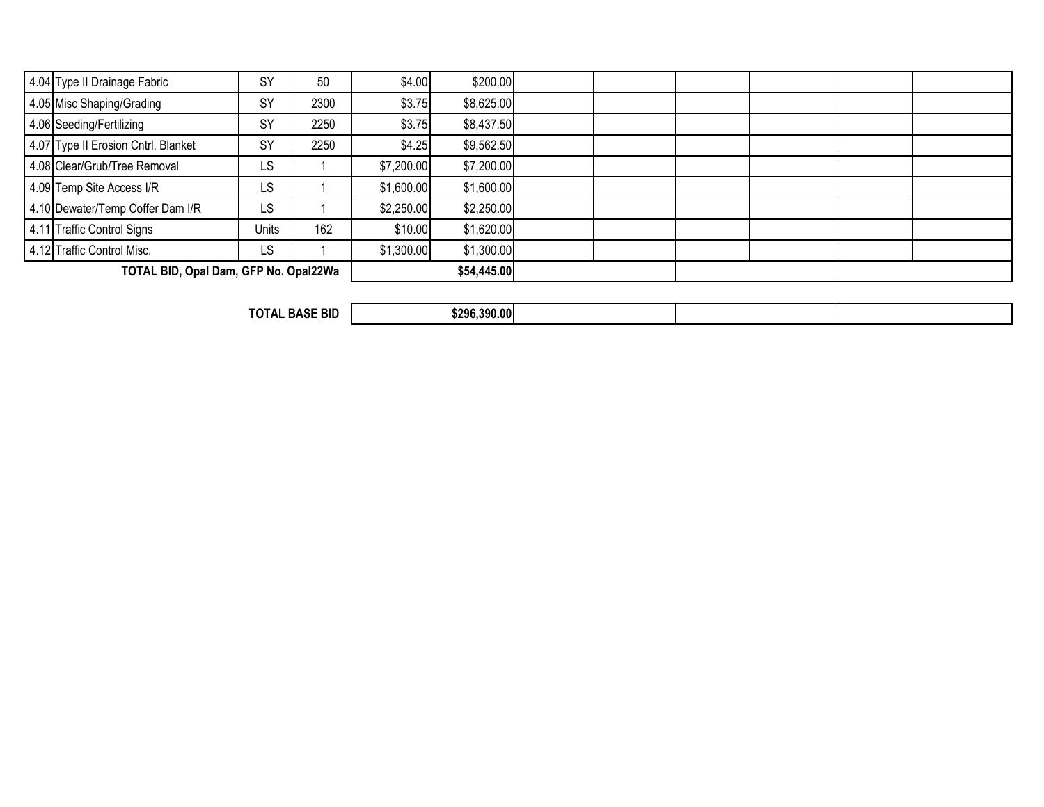| | | | | | | | | | | | |
|---|---|---|---|---|---|---|---|---|---|---|---|
| 4.04 | Type II Drainage Fabric | SY | 50 | $4.00 | $200.00 | | | | | | |
| 4.05 | Misc Shaping/Grading | SY | 2300 | $3.75 | $8,625.00 | | | | | | |
| 4.06 | Seeding/Fertilizing | SY | 2250 | $3.75 | $8,437.50 | | | | | | |
| 4.07 | Type II Erosion Cntrl. Blanket | SY | 2250 | $4.25 | $9,562.50 | | | | | | |
| 4.08 | Clear/Grub/Tree Removal | LS | 1 | $7,200.00 | $7,200.00 | | | | | | |
| 4.09 | Temp Site Access I/R | LS | 1 | $1,600.00 | $1,600.00 | | | | | | |
| 4.10 | Dewater/Temp Coffer Dam I/R | LS | 1 | $2,250.00 | $2,250.00 | | | | | | |
| 4.11 | Traffic Control Signs | Units | 162 | $10.00 | $1,620.00 | | | | | | |
| 4.12 | Traffic Control Misc. | LS | 1 | $1,300.00 | $1,300.00 | | | | | | |
| **TOTAL BID, Opal Dam, GFP No. Opal22Wa** | | | | | **$54,445.00** | | | | | | |

| | | | | |
|---|---|---|---|---|
| **TOTAL BASE BID** | | **$296,390.00** | | |